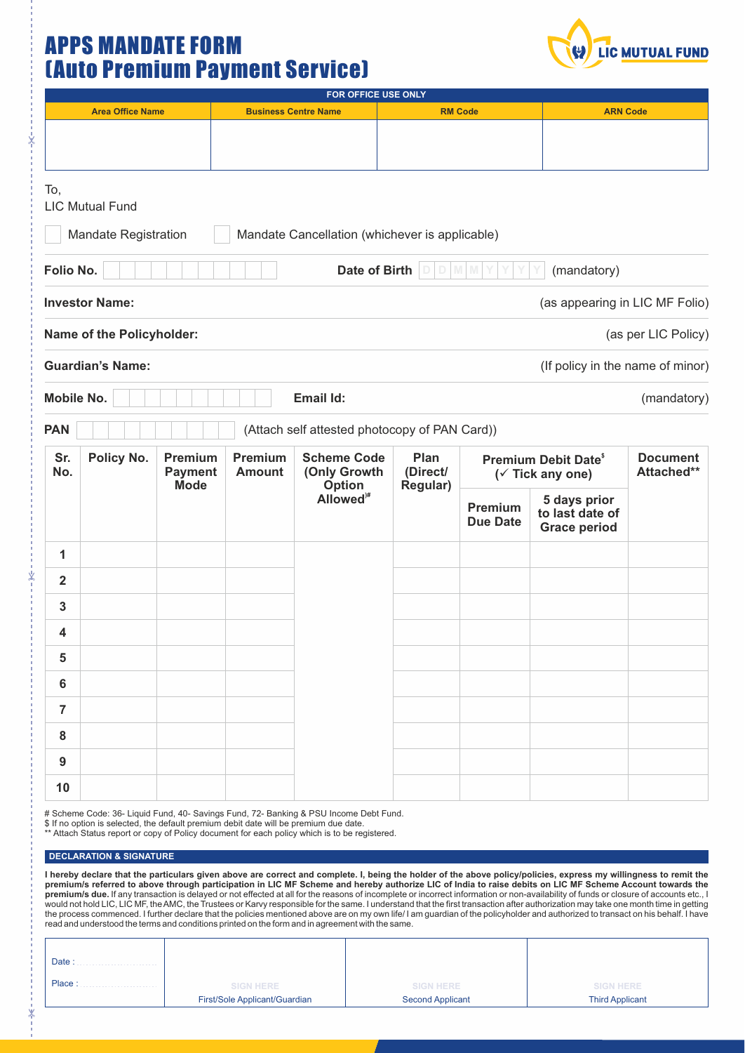# APPS MANDATE FORM
# (Auto Premium Payment Service)

LIC MUTUAL FUND

| FOR OFFICE USE ONLY | | | |
|---|---|---|---|
| Area Office Name | Business Centre Name | RM Code | ARN Code |
| | | | |

To,
LIC Mutual Fund

☐ Mandate Registration ☐ Mandate Cancellation (whichever is applicable)

**Folio No.** ☐☐☐☐☐☐☐☐☐☐ **Date of Birth** D D M M Y Y Y Y (mandatory)

**Investor Name:** (as appearing in LIC MF Folio)

**Name of the Policyholder:** (as per LIC Policy)

**Guardian's Name:** (If policy in the name of minor)

**Mobile No.** ☐☐☐☐☐☐☐☐☐☐ **Email Id:** (mandatory)

**PAN** ☐☐☐☐☐☐☐☐☐☐ (Attach self attested photocopy of PAN Card))

| Sr. No. | Policy No. | Premium Payment Mode | Premium Amount | Scheme Code (Only Growth Option Allowed)[#] | Plan (Direct/ Regular) | Premium Debit Date[$] (✓ Tick any one) | | Document Attached** |
|---|---|---|---|---|---|---|---|---|
| | | | | | | Premium Due Date | 5 days prior to last date of Grace period | |
| 1 | | | | | | | | |
| 2 | | | | | | | | |
| 3 | | | | | | | | |
| 4 | | | | | | | | |
| 5 | | | | | | | | |
| 6 | | | | | | | | |
| 7 | | | | | | | | |
| 8 | | | | | | | | |
| 9 | | | | | | | | |
| 10 | | | | | | | | |

\# Scheme Code: 36- Liquid Fund, 40- Savings Fund, 72- Banking & PSU Income Debt Fund.
$ If no option is selected, the default premium debit date will be premium due date.
** Attach Status report or copy of Policy document for each policy which is to be registered.

## DECLARATION & SIGNATURE

**I hereby declare that the particulars given above are correct and complete. I, being the holder of the above policy/policies, express my willingness to remit the premium/s referred to above through participation in LIC MF Scheme and hereby authorize LIC of India to raise debits on LIC MF Scheme Account towards the premium/s due.** If any transaction is delayed or not effected at all for the reasons of incomplete or incorrect information or non-availability of funds or closure of accounts etc., I would not hold LIC, LIC MF, the AMC, the Trustees or Karvy responsible for the same. I understand that the first transaction after authorization may take one month time in getting the process commenced. I further declare that the policies mentioned above are on my own life/ I am guardian of the policyholder and authorized to transact on his behalf. I have read and understood the terms and conditions printed on the form and in agreement with the same.

| Date : ..................<br>Place : .................. | SIGN HERE<br>First/Sole Applicant/Guardian | SIGN HERE<br>Second Applicant | SIGN HERE<br>Third Applicant |
|---|---|---|---|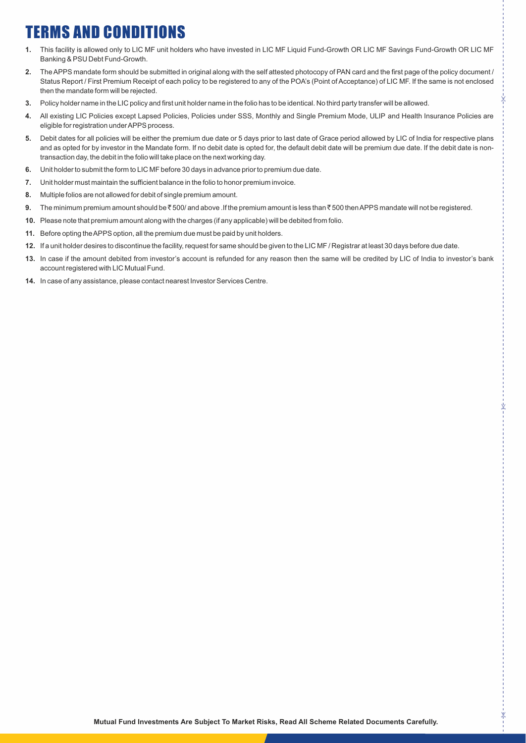# TERMS AND CONDITIONS

1. This facility is allowed only to LIC MF unit holders who have invested in LIC MF Liquid Fund-Growth OR LIC MF Savings Fund-Growth OR LIC MF Banking & PSU Debt Fund-Growth.
2. The APPS mandate form should be submitted in original along with the self attested photocopy of PAN card and the first page of the policy document / Status Report / First Premium Receipt of each policy to be registered to any of the POA's (Point of Acceptance) of LIC MF. If the same is not enclosed then the mandate form will be rejected.
3. Policy holder name in the LIC policy and first unit holder name in the folio has to be identical. No third party transfer will be allowed.
4. All existing LIC Policies except Lapsed Policies, Policies under SSS, Monthly and Single Premium Mode, ULIP and Health Insurance Policies are eligible for registration under APPS process.
5. Debit dates for all policies will be either the premium due date or 5 days prior to last date of Grace period allowed by LIC of India for respective plans and as opted for by investor in the Mandate form. If no debit date is opted for, the default debit date will be premium due date. If the debit date is non-transaction day, the debit in the folio will take place on the next working day.
6. Unit holder to submit the form to LIC MF before 30 days in advance prior to premium due date.
7. Unit holder must maintain the sufficient balance in the folio to honor premium invoice.
8. Multiple folios are not allowed for debit of single premium amount.
9. The minimum premium amount should be ₹ 500/ and above .If the premium amount is less than ₹ 500 then APPS mandate will not be registered.
10. Please note that premium amount along with the charges (if any applicable) will be debited from folio.
11. Before opting the APPS option, all the premium due must be paid by unit holders.
12. If a unit holder desires to discontinue the facility, request for same should be given to the LIC MF / Registrar at least 30 days before due date.
13. In case if the amount debited from investor's account is refunded for any reason then the same will be credited by LIC of India to investor's bank account registered with LIC Mutual Fund.
14. In case of any assistance, please contact nearest Investor Services Centre.

**Mutual Fund Investments Are Subject To Market Risks, Read All Scheme Related Documents Carefully.**